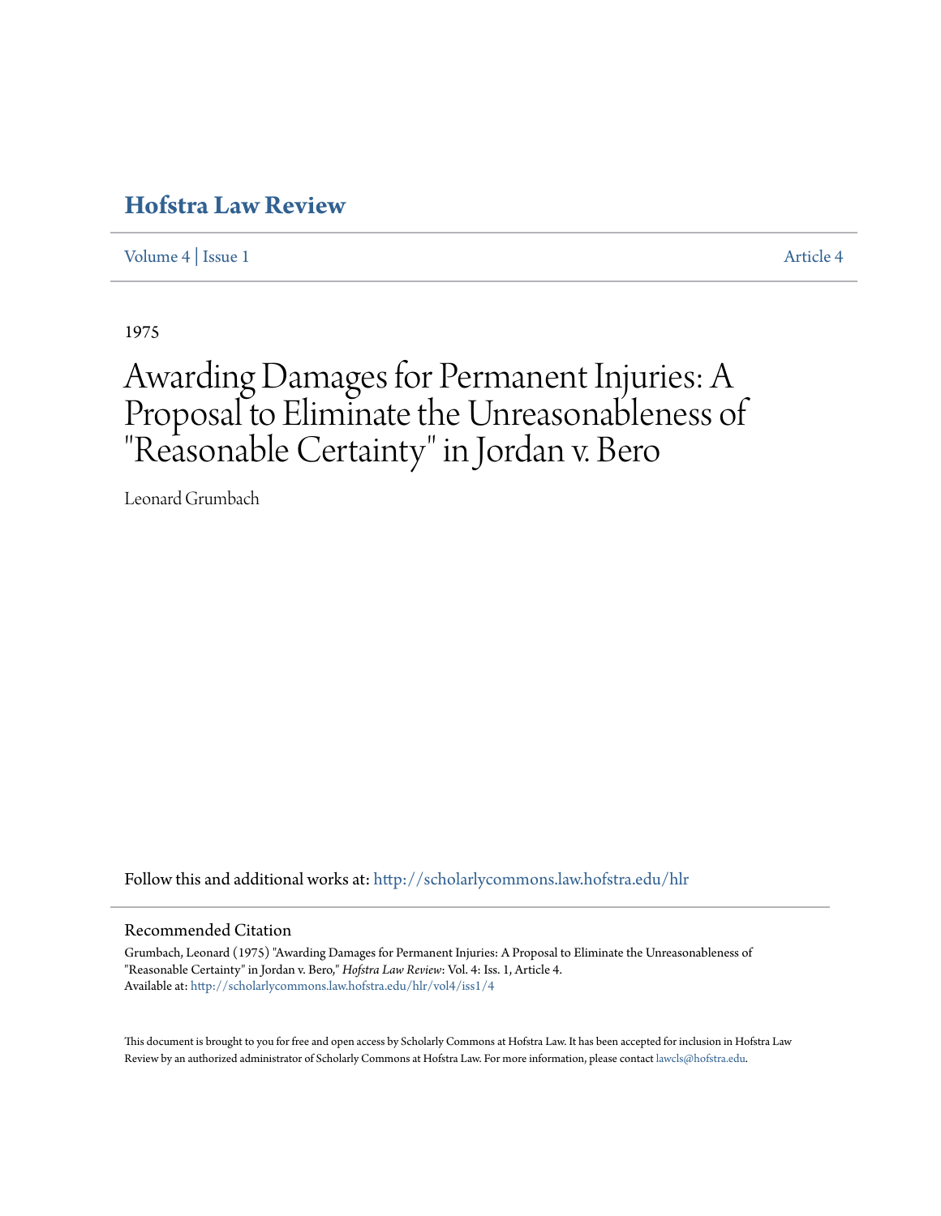# Hofstra Law Review

Volume 4 | Issue 1 Article 4

1975

# Awarding Damages for Permanent Injuries: A Proposal to Eliminate the Unreasonableness of "Reasonable Certainty" in Jordan v. Bero

Leonard Grumbach

Follow this and additional works at: http://scholarlycommons.law.hofstra.edu/hlr

## Recommended Citation

Grumbach, Leonard (1975) "Awarding Damages for Permanent Injuries: A Proposal to Eliminate the Unreasonableness of "Reasonable Certainty" in Jordan v. Bero," *Hofstra Law Review*: Vol. 4: Iss. 1, Article 4.
Available at: http://scholarlycommons.law.hofstra.edu/hlr/vol4/iss1/4

This document is brought to you for free and open access by Scholarly Commons at Hofstra Law. It has been accepted for inclusion in Hofstra Law Review by an authorized administrator of Scholarly Commons at Hofstra Law. For more information, please contact lawcls@hofstra.edu.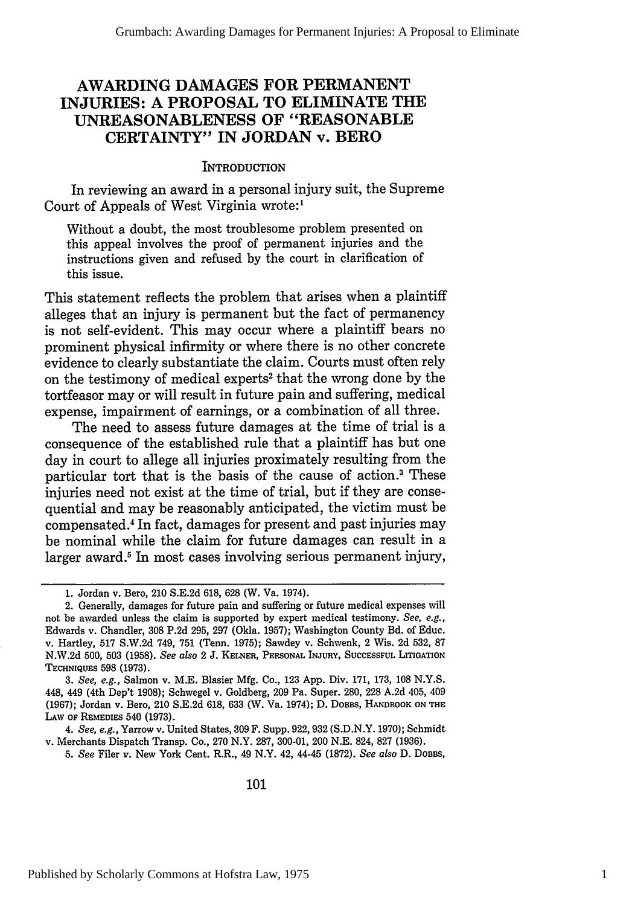# AWARDING DAMAGES FOR PERMANENT INJURIES: A PROPOSAL TO ELIMINATE THE UNREASONABLENESS OF "REASONABLE CERTAINTY" IN JORDAN v. BERO

## INTRODUCTION

In reviewing an award in a personal injury suit, the Supreme Court of Appeals of West Virginia wrote:[1]

> Without a doubt, the most troublesome problem presented on this appeal involves the proof of permanent injuries and the instructions given and refused by the court in clarification of this issue.

This statement reflects the problem that arises when a plaintiff alleges that an injury is permanent but the fact of permanency is not self-evident. This may occur where a plaintiff bears no prominent physical infirmity or where there is no other concrete evidence to clearly substantiate the claim. Courts must often rely on the testimony of medical experts[2] that the wrong done by the tortfeasor may or will result in future pain and suffering, medical expense, impairment of earnings, or a combination of all three.

The need to assess future damages at the time of trial is a consequence of the established rule that a plaintiff has but one day in court to allege all injuries proximately resulting from the particular tort that is the basis of the cause of action.[3] These injuries need not exist at the time of trial, but if they are consequential and may be reasonably anticipated, the victim must be compensated.[4] In fact, damages for present and past injuries may be nominal while the claim for future damages can result in a larger award.[5] In most cases involving serious permanent injury,

---

1. Jordan v. Bero, 210 S.E.2d 618, 628 (W. Va. 1974).

2. Generally, damages for future pain and suffering or future medical expenses will not be awarded unless the claim is supported by expert medical testimony. *See, e.g.*, Edwards v. Chandler, 308 P.2d 295, 297 (Okla. 1957); Washington County Bd. of Educ. v. Hartley, 517 S.W.2d 749, 751 (Tenn. 1975); Sawdey v. Schwenk, 2 Wis. 2d 532, 87 N.W.2d 500, 503 (1958). *See also* 2 J. KELNER, PERSONAL INJURY, SUCCESSFUL LITIGATION TECHNIQUES 598 (1973).

3. *See, e.g.*, Salmon v. M.E. Blasier Mfg. Co., 123 App. Div. 171, 173, 108 N.Y.S. 448, 449 (4th Dep't 1908); Schwegel v. Goldberg, 209 Pa. Super. 280, 228 A.2d 405, 409 (1967); Jordan v. Bero, 210 S.E.2d 618, 633 (W. Va. 1974); D. DOBBS, HANDBOOK ON THE LAW OF REMEDIES 540 (1973).

4. *See, e.g.*, Yarrow v. United States, 309 F. Supp. 922, 932 (S.D.N.Y. 1970); Schmidt v. Merchants Dispatch Transp. Co., 270 N.Y. 287, 300-01, 200 N.E. 824, 827 (1936).

5. *See* Filer v. New York Cent. R.R., 49 N.Y. 42, 44-45 (1872). *See also* D. DOBBS,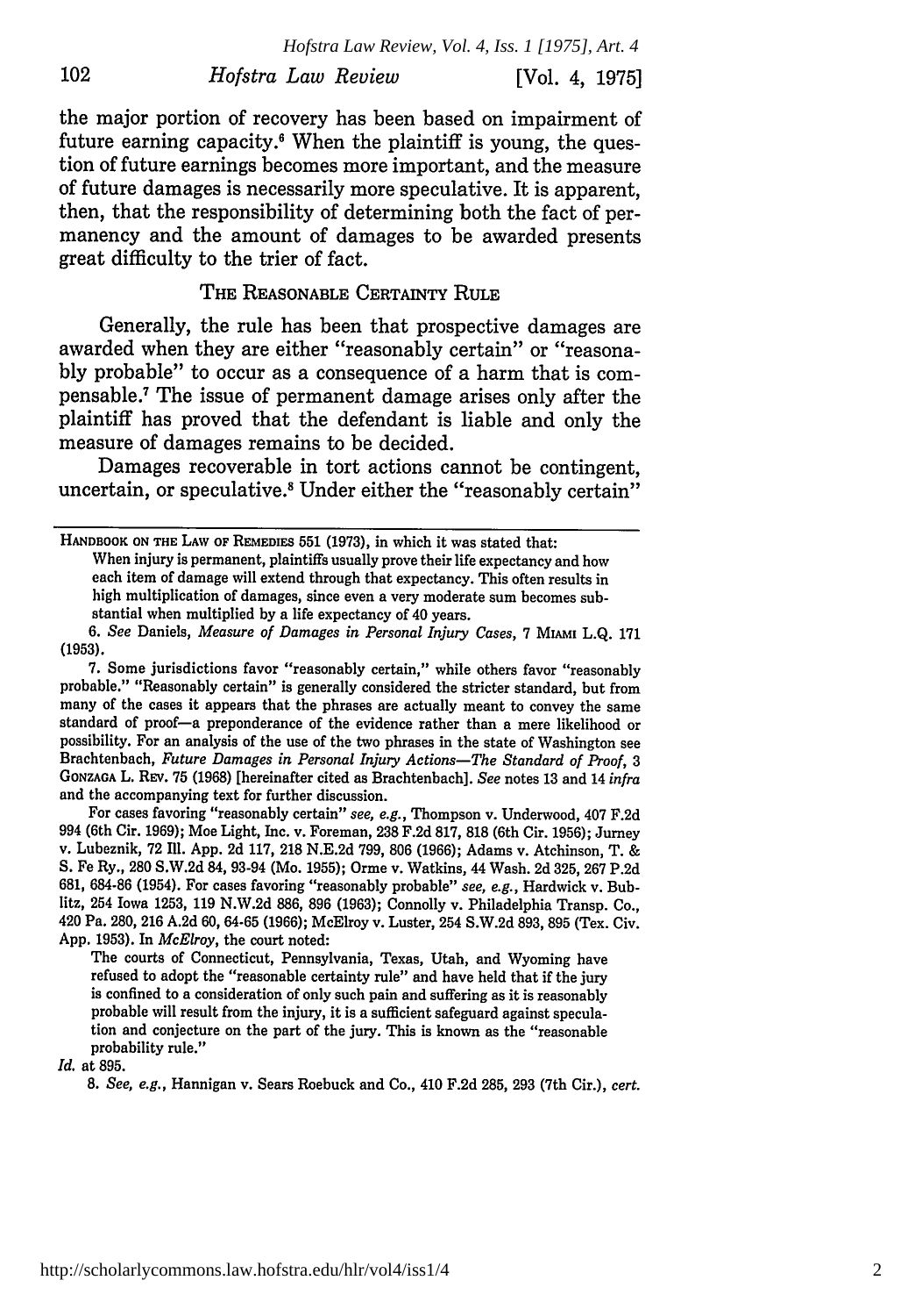the major portion of recovery has been based on impairment of future earning capacity.[6] When the plaintiff is young, the question of future earnings becomes more important, and the measure of future damages is necessarily more speculative. It is apparent, then, that the responsibility of determining both the fact of permanency and the amount of damages to be awarded presents great difficulty to the trier of fact.

## THE REASONABLE CERTAINTY RULE

Generally, the rule has been that prospective damages are awarded when they are either "reasonably certain" or "reasonably probable" to occur as a consequence of a harm that is compensable.[7] The issue of permanent damage arises only after the plaintiff has proved that the defendant is liable and only the measure of damages remains to be decided.

Damages recoverable in tort actions cannot be contingent, uncertain, or speculative.[8] Under either the "reasonably certain"

---

HANDBOOK ON THE LAW OF REMEDIES 551 (1973), in which it was stated that:

> When injury is permanent, plaintiffs usually prove their life expectancy and how each item of damage will extend through that expectancy. This often results in high multiplication of damages, since even a very moderate sum becomes substantial when multiplied by a life expectancy of 40 years.

6. *See* Daniels, *Measure of Damages in Personal Injury Cases*, 7 MIAMI L.Q. 171 (1953).

7. Some jurisdictions favor "reasonably certain," while others favor "reasonably probable." "Reasonably certain" is generally considered the stricter standard, but from many of the cases it appears that the phrases are actually meant to convey the same standard of proof—a preponderance of the evidence rather than a mere likelihood or possibility. For an analysis of the use of the two phrases in the state of Washington see Brachtenbach, *Future Damages in Personal Injury Actions—The Standard of Proof*, 3 GONZAGA L. REV. 75 (1968) [hereinafter cited as Brachtenbach]. *See* notes 13 and 14 *infra* and the accompanying text for further discussion.

For cases favoring "reasonably certain" *see, e.g.*, Thompson v. Underwood, 407 F.2d 994 (6th Cir. 1969); Moe Light, Inc. v. Foreman, 238 F.2d 817, 818 (6th Cir. 1956); Jurney v. Lubeznik, 72 Ill. App. 2d 117, 218 N.E.2d 799, 806 (1966); Adams v. Atchinson, T. & S. Fe Ry., 280 S.W.2d 84, 93-94 (Mo. 1955); Orme v. Watkins, 44 Wash. 2d 325, 267 P.2d 681, 684-86 (1954). For cases favoring "reasonably probable" *see, e.g.*, Hardwick v. Bublitz, 254 Iowa 1253, 119 N.W.2d 886, 896 (1963); Connolly v. Philadelphia Transp. Co., 420 Pa. 280, 216 A.2d 60, 64-65 (1966); McElroy v. Luster, 254 S.W.2d 893, 895 (Tex. Civ. App. 1953). In *McElroy*, the court noted:

> The courts of Connecticut, Pennsylvania, Texas, Utah, and Wyoming have refused to adopt the "reasonable certainty rule" and have held that if the jury is confined to a consideration of only such pain and suffering as it is reasonably probable will result from the injury, it is a sufficient safeguard against speculation and conjecture on the part of the jury. This is known as the "reasonable probability rule."

*Id.* at 895.

8. *See, e.g.*, Hannigan v. Sears Roebuck and Co., 410 F.2d 285, 293 (7th Cir.), *cert.*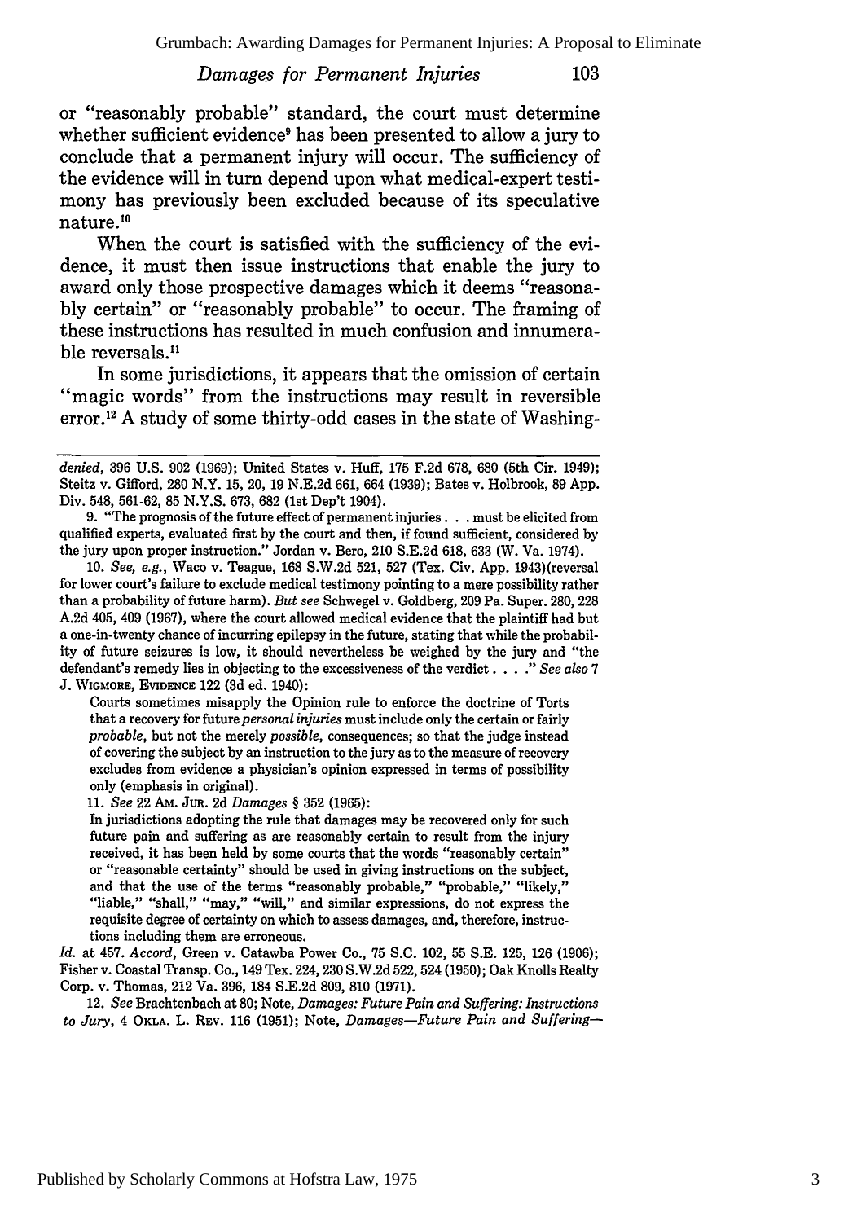or "reasonably probable" standard, the court must determine whether sufficient evidence[9] has been presented to allow a jury to conclude that a permanent injury will occur. The sufficiency of the evidence will in turn depend upon what medical-expert testimony has previously been excluded because of its speculative nature.[10]

When the court is satisfied with the sufficiency of the evidence, it must then issue instructions that enable the jury to award only those prospective damages which it deems "reasonably certain" or "reasonably probable" to occur. The framing of these instructions has resulted in much confusion and innumerable reversals.[11]

In some jurisdictions, it appears that the omission of certain "magic words" from the instructions may result in reversible error.[12] A study of some thirty-odd cases in the state of Washing-

---

*denied*, 396 U.S. 902 (1969); United States v. Huff, 175 F.2d 678, 680 (5th Cir. 1949); Steitz v. Gifford, 280 N.Y. 15, 20, 19 N.E.2d 661, 664 (1939); Bates v. Holbrook, 89 App. Div. 548, 561-62, 85 N.Y.S. 673, 682 (1st Dep't 1904).

9. "The prognosis of the future effect of permanent injuries . . . must be elicited from qualified experts, evaluated first by the court and then, if found sufficient, considered by the jury upon proper instruction." Jordan v. Bero, 210 S.E.2d 618, 633 (W. Va. 1974).

10. *See, e.g.*, Waco v. Teague, 168 S.W.2d 521, 527 (Tex. Civ. App. 1943)(reversal for lower court's failure to exclude medical testimony pointing to a mere possibility rather than a probability of future harm). *But see* Schwegel v. Goldberg, 209 Pa. Super. 280, 228 A.2d 405, 409 (1967), where the court allowed medical evidence that the plaintiff had but a one-in-twenty chance of incurring epilepsy in the future, stating that while the probability of future seizures is low, it should nevertheless be weighed by the jury and "the defendant's remedy lies in objecting to the excessiveness of the verdict . . . ." *See also* 7 J. WIGMORE, EVIDENCE 122 (3d ed. 1940):

> Courts sometimes misapply the Opinion rule to enforce the doctrine of Torts that a recovery for future *personal injuries* must include only the certain or fairly *probable*, but not the merely *possible*, consequences; so that the judge instead of covering the subject by an instruction to the jury as to the measure of recovery excludes from evidence a physician's opinion expressed in terms of possibility only (emphasis in original).

11. *See* 22 AM. JUR. 2d *Damages* § 352 (1965):

> In jurisdictions adopting the rule that damages may be recovered only for such future pain and suffering as are reasonably certain to result from the injury received, it has been held by some courts that the words "reasonably certain" or "reasonable certainty" should be used in giving instructions on the subject, and that the use of the terms "reasonably probable," "probable," "likely," "liable," "shall," "may," "will," and similar expressions, do not express the requisite degree of certainty on which to assess damages, and, therefore, instructions including them are erroneous.

*Id.* at 457. *Accord*, Green v. Catawba Power Co., 75 S.C. 102, 55 S.E. 125, 126 (1906); Fisher v. Coastal Transp. Co., 149 Tex. 224, 230 S.W.2d 522, 524 (1950); Oak Knolls Realty Corp. v. Thomas, 212 Va. 396, 184 S.E.2d 809, 810 (1971).

12. *See* Brachtenbach at 80; Note, *Damages: Future Pain and Suffering: Instructions to Jury*, 4 OKLA. L. REV. 116 (1951); Note, *Damages—Future Pain and Suffering—*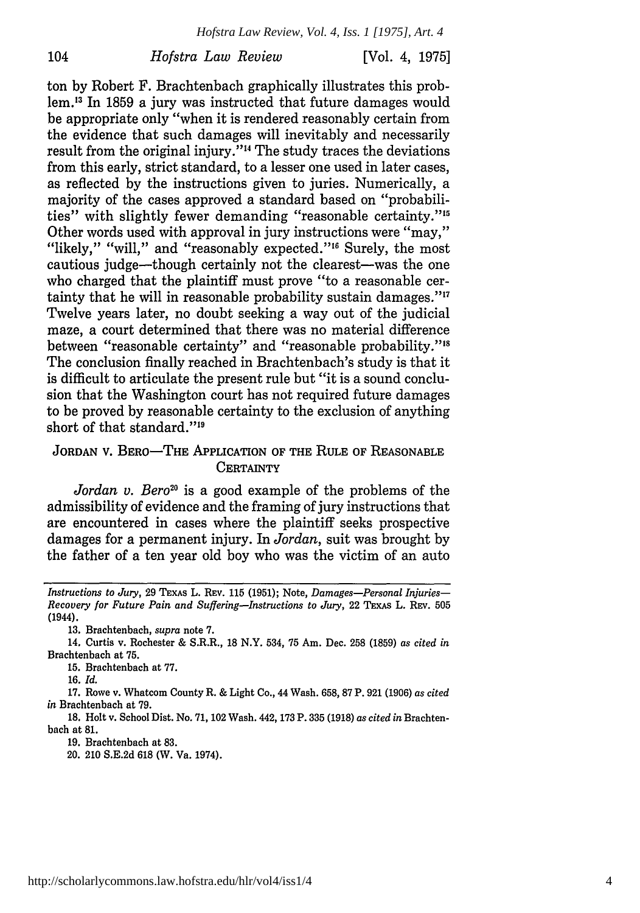ton by Robert F. Brachtenbach graphically illustrates this problem.[13] In 1859 a jury was instructed that future damages would be appropriate only "when it is rendered reasonably certain from the evidence that such damages will inevitably and necessarily result from the original injury."[14] The study traces the deviations from this early, strict standard, to a lesser one used in later cases, as reflected by the instructions given to juries. Numerically, a majority of the cases approved a standard based on "probabilities" with slightly fewer demanding "reasonable certainty."[15] Other words used with approval in jury instructions were "may," "likely," "will," and "reasonably expected."[16] Surely, the most cautious judge—though certainly not the clearest—was the one who charged that the plaintiff must prove "to a reasonable certainty that he will in reasonable probability sustain damages."[17] Twelve years later, no doubt seeking a way out of the judicial maze, a court determined that there was no material difference between "reasonable certainty" and "reasonable probability."[18] The conclusion finally reached in Brachtenbach's study is that it is difficult to articulate the present rule but "it is a sound conclusion that the Washington court has not required future damages to be proved by reasonable certainty to the exclusion of anything short of that standard."[19]

## JORDAN V. BERO—THE APPLICATION OF THE RULE OF REASONABLE CERTAINTY

*Jordan v. Bero*[20] is a good example of the problems of the admissibility of evidence and the framing of jury instructions that are encountered in cases where the plaintiff seeks prospective damages for a permanent injury. In *Jordan*, suit was brought by the father of a ten year old boy who was the victim of an auto

---

*Instructions to Jury*, 29 TEXAS L. REV. 115 (1951); Note, *Damages—Personal Injuries—Recovery for Future Pain and Suffering—Instructions to Jury*, 22 TEXAS L. REV. 505 (1944).

13. Brachtenbach, *supra* note 7.

14. Curtis v. Rochester & S.R.R., 18 N.Y. 534, 75 Am. Dec. 258 (1859) *as cited in* Brachtenbach at 75.

15. Brachtenbach at 77.

16. *Id.*

17. Rowe v. Whatcom County R. & Light Co., 44 Wash. 658, 87 P. 921 (1906) *as cited in* Brachtenbach at 79.

18. Holt v. School Dist. No. 71, 102 Wash. 442, 173 P. 335 (1918) *as cited in* Brachtenbach at 81.

19. Brachtenbach at 83.

20. 210 S.E.2d 618 (W. Va. 1974).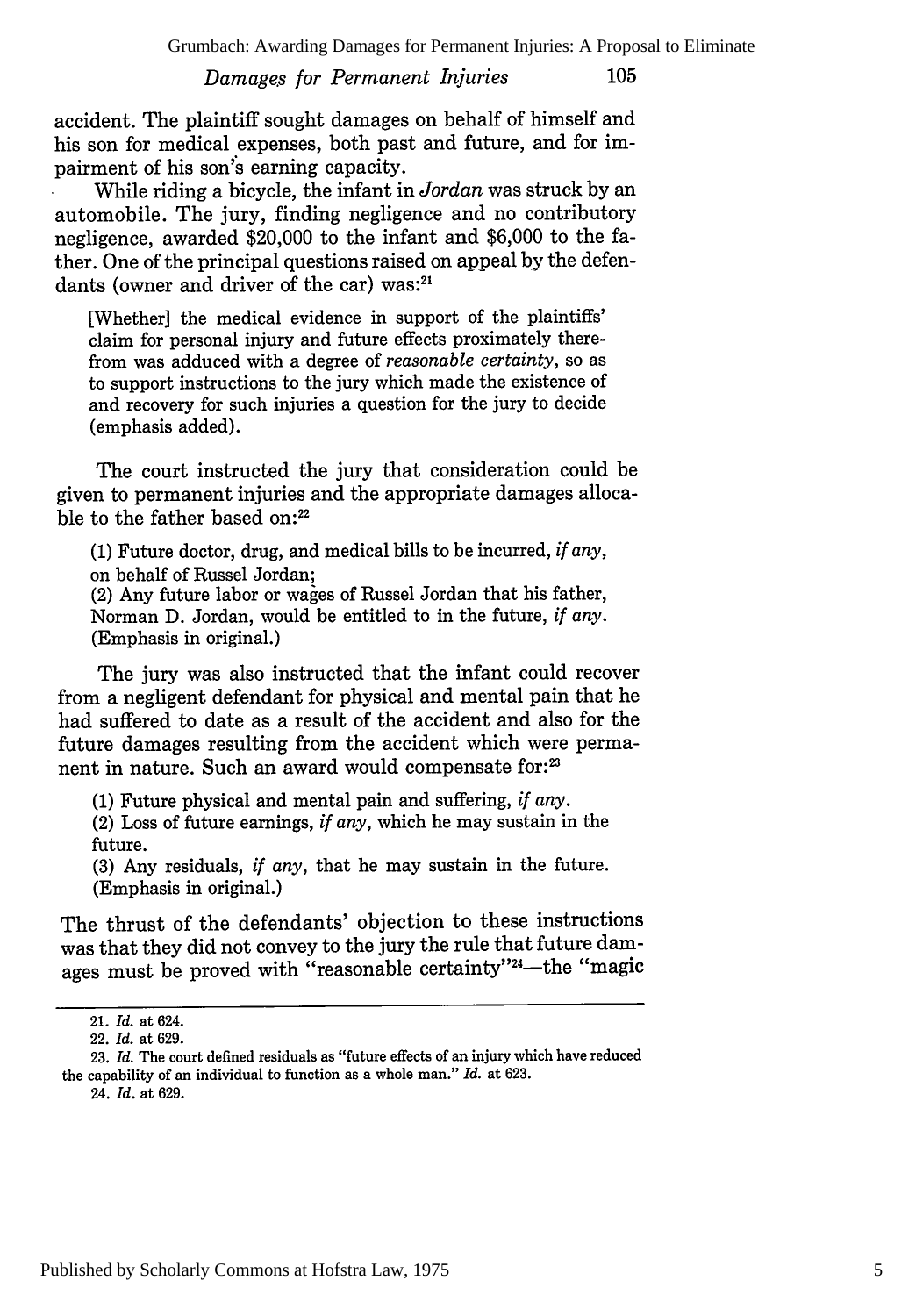accident. The plaintiff sought damages on behalf of himself and his son for medical expenses, both past and future, and for impairment of his son's earning capacity.

While riding a bicycle, the infant in *Jordan* was struck by an automobile. The jury, finding negligence and no contributory negligence, awarded $20,000 to the infant and $6,000 to the father. One of the principal questions raised on appeal by the defendants (owner and driver of the car) was:[21]

> [Whether] the medical evidence in support of the plaintiffs' claim for personal injury and future effects proximately therefrom was adduced with a degree of *reasonable certainty*, so as to support instructions to the jury which made the existence of and recovery for such injuries a question for the jury to decide (emphasis added).

The court instructed the jury that consideration could be given to permanent injuries and the appropriate damages allocable to the father based on:[22]

> (1) Future doctor, drug, and medical bills to be incurred, *if any*, on behalf of Russel Jordan;
> (2) Any future labor or wages of Russel Jordan that his father, Norman D. Jordan, would be entitled to in the future, *if any*. (Emphasis in original.)

The jury was also instructed that the infant could recover from a negligent defendant for physical and mental pain that he had suffered to date as a result of the accident and also for the future damages resulting from the accident which were permanent in nature. Such an award would compensate for:[23]

> (1) Future physical and mental pain and suffering, *if any*.
> (2) Loss of future earnings, *if any*, which he may sustain in the future.
> (3) Any residuals, *if any*, that he may sustain in the future. (Emphasis in original.)

The thrust of the defendants' objection to these instructions was that they did not convey to the jury the rule that future damages must be proved with "reasonable certainty"[24]—the "magic

---

21. *Id.* at 624.

22. *Id.* at 629.

23. *Id.* The court defined residuals as "future effects of an injury which have reduced the capability of an individual to function as a whole man." *Id.* at 623.

24. *Id.* at 629.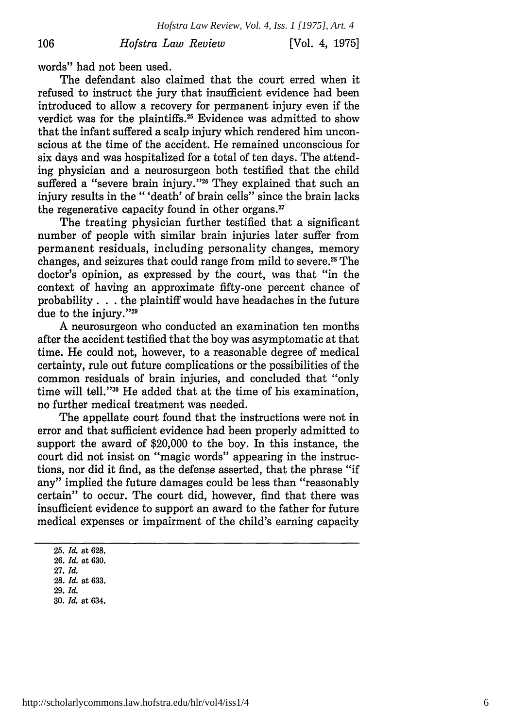words" had not been used.

The defendant also claimed that the court erred when it refused to instruct the jury that insufficient evidence had been introduced to allow a recovery for permanent injury even if the verdict was for the plaintiffs.[25] Evidence was admitted to show that the infant suffered a scalp injury which rendered him unconscious at the time of the accident. He remained unconscious for six days and was hospitalized for a total of ten days. The attending physician and a neurosurgeon both testified that the child suffered a "severe brain injury."[26] They explained that such an injury results in the " 'death' of brain cells" since the brain lacks the regenerative capacity found in other organs.[27]

The treating physician further testified that a significant number of people with similar brain injuries later suffer from permanent residuals, including personality changes, memory changes, and seizures that could range from mild to severe.[28] The doctor's opinion, as expressed by the court, was that "in the context of having an approximate fifty-one percent chance of probability . . . the plaintiff would have headaches in the future due to the injury."[29]

A neurosurgeon who conducted an examination ten months after the accident testified that the boy was asymptomatic at that time. He could not, however, to a reasonable degree of medical certainty, rule out future complications or the possibilities of the common residuals of brain injuries, and concluded that "only time will tell."[30] He added that at the time of his examination, no further medical treatment was needed.

The appellate court found that the instructions were not in error and that sufficient evidence had been properly admitted to support the award of $20,000 to the boy. In this instance, the court did not insist on "magic words" appearing in the instructions, nor did it find, as the defense asserted, that the phrase "if any" implied the future damages could be less than "reasonably certain" to occur. The court did, however, find that there was insufficient evidence to support an award to the father for future medical expenses or impairment of the child's earning capacity

---

25. *Id.* at 628.
26. *Id.* at 630.
27. *Id.*
28. *Id.* at 633.
29. *Id.*
30. *Id.* at 634.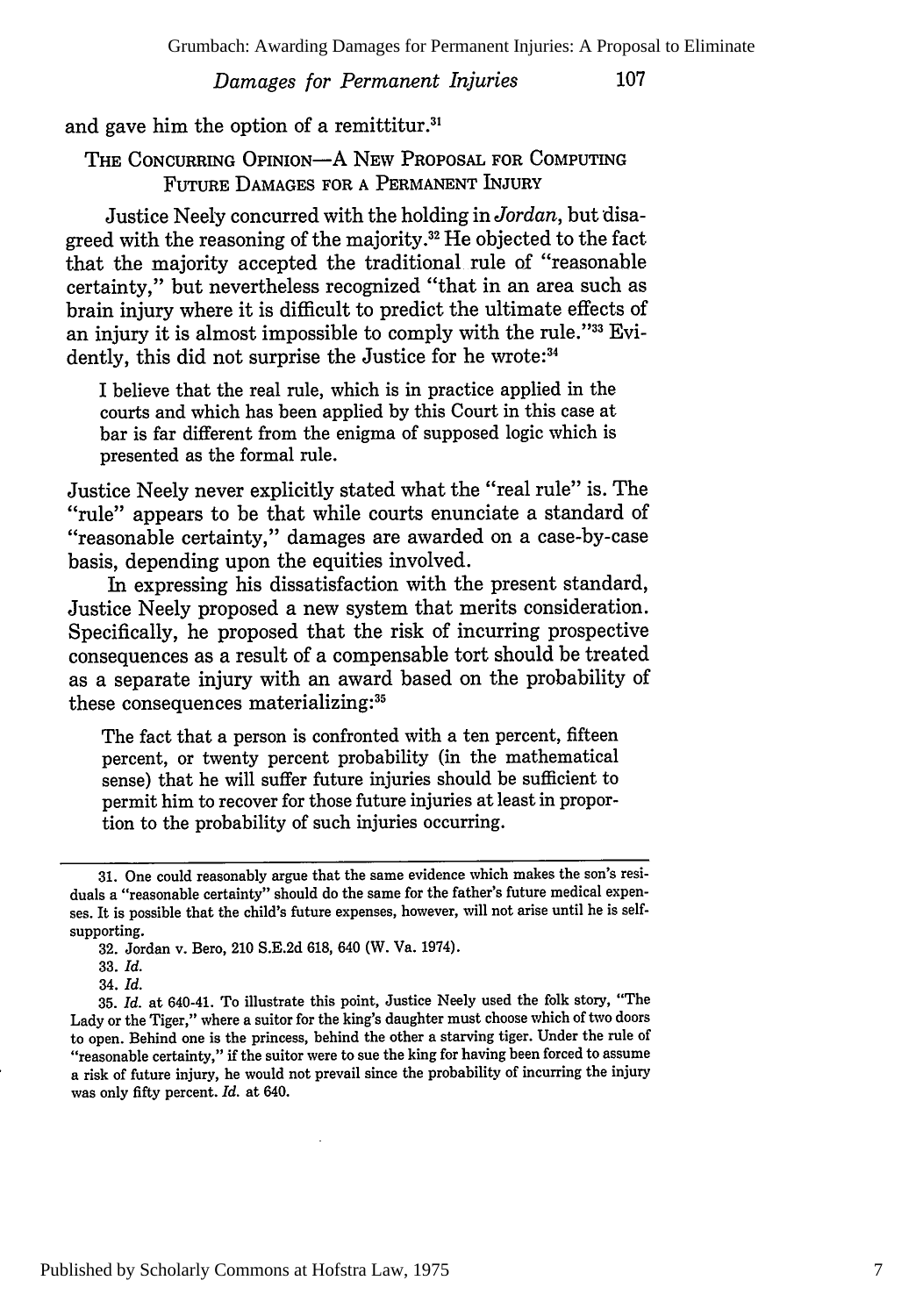and gave him the option of a remittitur.[31]

## THE CONCURRING OPINION—A NEW PROPOSAL FOR COMPUTING FUTURE DAMAGES FOR A PERMANENT INJURY

Justice Neely concurred with the holding in *Jordan*, but disagreed with the reasoning of the majority.[32] He objected to the fact that the majority accepted the traditional rule of "reasonable certainty," but nevertheless recognized "that in an area such as brain injury where it is difficult to predict the ultimate effects of an injury it is almost impossible to comply with the rule."[33] Evidently, this did not surprise the Justice for he wrote:[34]

> I believe that the real rule, which is in practice applied in the courts and which has been applied by this Court in this case at bar is far different from the enigma of supposed logic which is presented as the formal rule.

Justice Neely never explicitly stated what the "real rule" is. The "rule" appears to be that while courts enunciate a standard of "reasonable certainty," damages are awarded on a case-by-case basis, depending upon the equities involved.

In expressing his dissatisfaction with the present standard, Justice Neely proposed a new system that merits consideration. Specifically, he proposed that the risk of incurring prospective consequences as a result of a compensable tort should be treated as a separate injury with an award based on the probability of these consequences materializing:[35]

> The fact that a person is confronted with a ten percent, fifteen percent, or twenty percent probability (in the mathematical sense) that he will suffer future injuries should be sufficient to permit him to recover for those future injuries at least in proportion to the probability of such injuries occurring.

---

31. One could reasonably argue that the same evidence which makes the son's residuals a "reasonable certainty" should do the same for the father's future medical expenses. It is possible that the child's future expenses, however, will not arise until he is self-supporting.

32. Jordan v. Bero, 210 S.E.2d 618, 640 (W. Va. 1974).

33. *Id.*

34. *Id.*

35. *Id.* at 640-41. To illustrate this point, Justice Neely used the folk story, "The Lady or the Tiger," where a suitor for the king's daughter must choose which of two doors to open. Behind one is the princess, behind the other a starving tiger. Under the rule of "reasonable certainty," if the suitor were to sue the king for having been forced to assume a risk of future injury, he would not prevail since the probability of incurring the injury was only fifty percent. *Id.* at 640.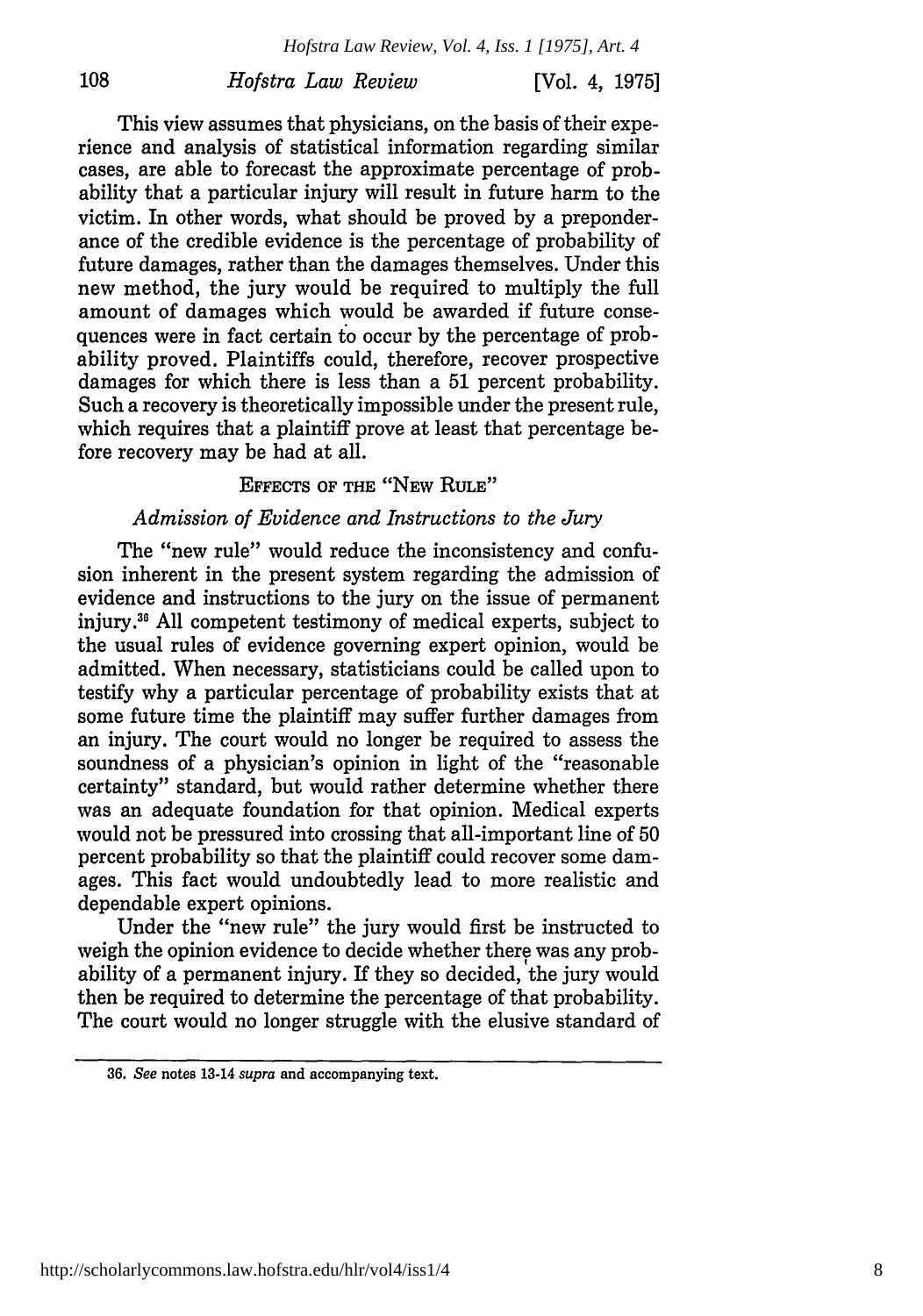This view assumes that physicians, on the basis of their experience and analysis of statistical information regarding similar cases, are able to forecast the approximate percentage of probability that a particular injury will result in future harm to the victim. In other words, what should be proved by a preponderance of the credible evidence is the percentage of probability of future damages, rather than the damages themselves. Under this new method, the jury would be required to multiply the full amount of damages which would be awarded if future consequences were in fact certain to occur by the percentage of probability proved. Plaintiffs could, therefore, recover prospective damages for which there is less than a 51 percent probability. Such a recovery is theoretically impossible under the present rule, which requires that a plaintiff prove at least that percentage before recovery may be had at all.

## EFFECTS OF THE "NEW RULE"

### *Admission of Evidence and Instructions to the Jury*

The "new rule" would reduce the inconsistency and confusion inherent in the present system regarding the admission of evidence and instructions to the jury on the issue of permanent injury.[36] All competent testimony of medical experts, subject to the usual rules of evidence governing expert opinion, would be admitted. When necessary, statisticians could be called upon to testify why a particular percentage of probability exists that at some future time the plaintiff may suffer further damages from an injury. The court would no longer be required to assess the soundness of a physician's opinion in light of the "reasonable certainty" standard, but would rather determine whether there was an adequate foundation for that opinion. Medical experts would not be pressured into crossing that all-important line of 50 percent probability so that the plaintiff could recover some damages. This fact would undoubtedly lead to more realistic and dependable expert opinions.

Under the "new rule" the jury would first be instructed to weigh the opinion evidence to decide whether there was any probability of a permanent injury. If they so decided, the jury would then be required to determine the percentage of that probability. The court would no longer struggle with the elusive standard of

36. *See* notes 13-14 *supra* and accompanying text.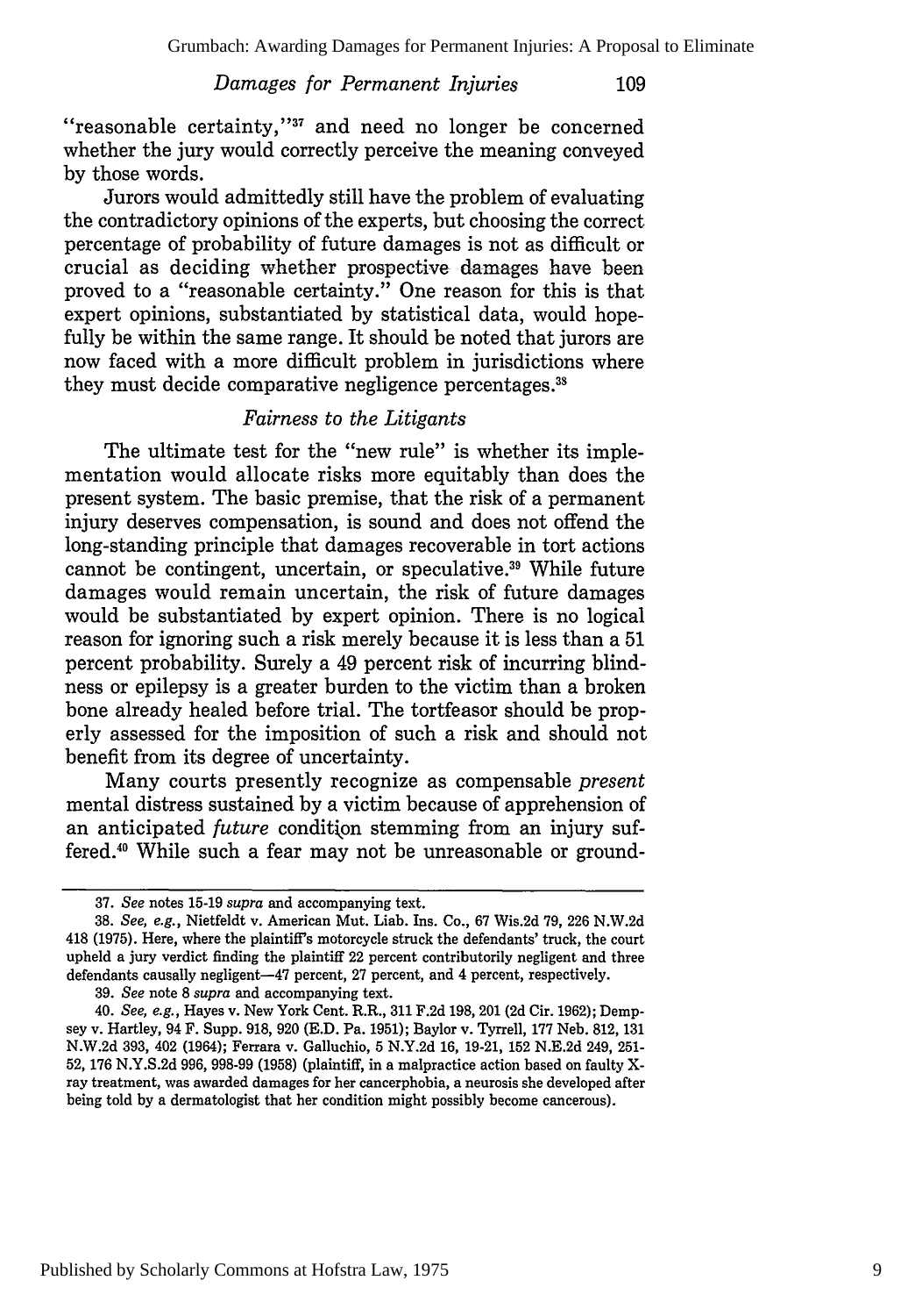"reasonable certainty,"[37] and need no longer be concerned whether the jury would correctly perceive the meaning conveyed by those words.

Jurors would admittedly still have the problem of evaluating the contradictory opinions of the experts, but choosing the correct percentage of probability of future damages is not as difficult or crucial as deciding whether prospective damages have been proved to a "reasonable certainty." One reason for this is that expert opinions, substantiated by statistical data, would hopefully be within the same range. It should be noted that jurors are now faced with a more difficult problem in jurisdictions where they must decide comparative negligence percentages.[38]

### *Fairness to the Litigants*

The ultimate test for the "new rule" is whether its implementation would allocate risks more equitably than does the present system. The basic premise, that the risk of a permanent injury deserves compensation, is sound and does not offend the long-standing principle that damages recoverable in tort actions cannot be contingent, uncertain, or speculative.[39] While future damages would remain uncertain, the risk of future damages would be substantiated by expert opinion. There is no logical reason for ignoring such a risk merely because it is less than a 51 percent probability. Surely a 49 percent risk of incurring blindness or epilepsy is a greater burden to the victim than a broken bone already healed before trial. The tortfeasor should be properly assessed for the imposition of such a risk and should not benefit from its degree of uncertainty.

Many courts presently recognize as compensable *present* mental distress sustained by a victim because of apprehension of an anticipated *future* condition stemming from an injury suffered.[40] While such a fear may not be unreasonable or ground-

---

37. *See* notes 15-19 *supra* and accompanying text.

38. *See, e.g.*, Nietfeldt v. American Mut. Liab. Ins. Co., 67 Wis.2d 79, 226 N.W.2d 418 (1975). Here, where the plaintiff's motorcycle struck the defendants' truck, the court upheld a jury verdict finding the plaintiff 22 percent contributorily negligent and three defendants causally negligent—47 percent, 27 percent, and 4 percent, respectively.

39. *See* note 8 *supra* and accompanying text.

40. *See, e.g.*, Hayes v. New York Cent. R.R., 311 F.2d 198, 201 (2d Cir. 1962); Dempsey v. Hartley, 94 F. Supp. 918, 920 (E.D. Pa. 1951); Baylor v. Tyrrell, 177 Neb. 812, 131 N.W.2d 393, 402 (1964); Ferrara v. Galluchio, 5 N.Y.2d 16, 19-21, 152 N.E.2d 249, 251-52, 176 N.Y.S.2d 996, 998-99 (1958) (plaintiff, in a malpractice action based on faulty X-ray treatment, was awarded damages for her cancerphobia, a neurosis she developed after being told by a dermatologist that her condition might possibly become cancerous).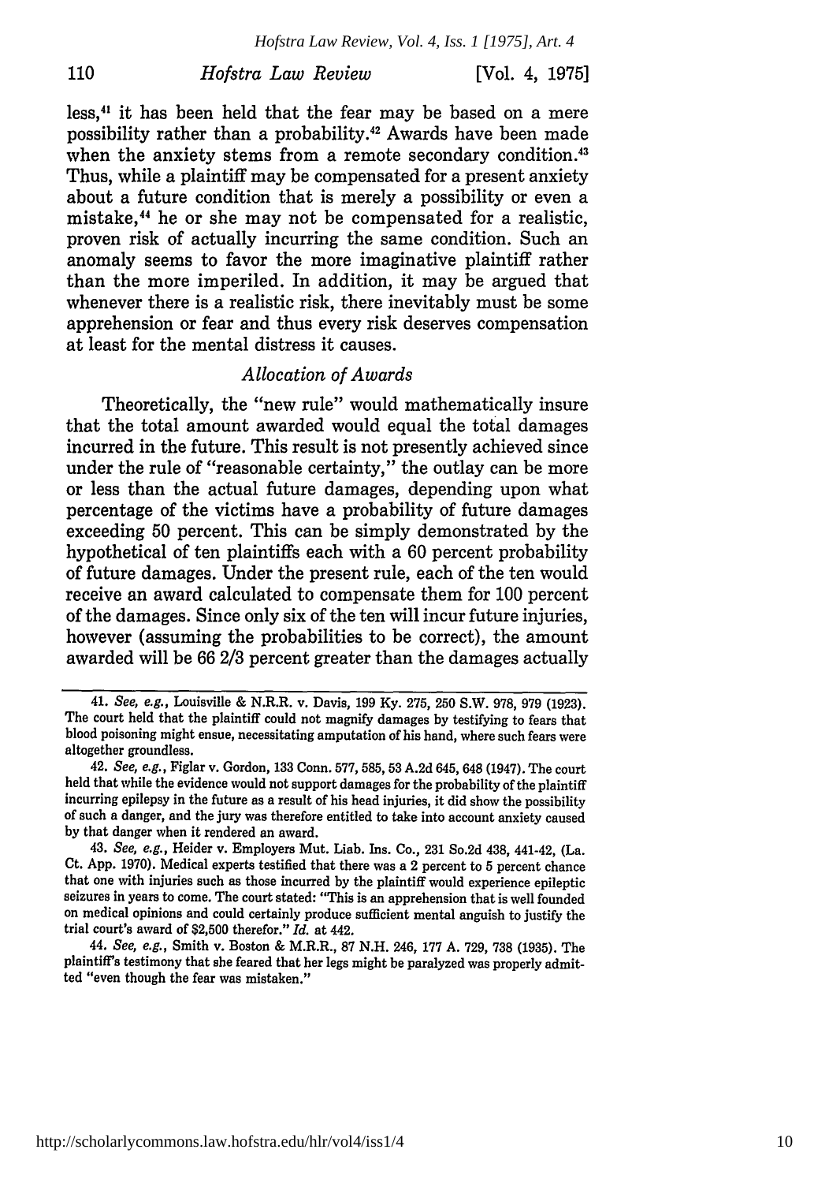less,[41] it has been held that the fear may be based on a mere possibility rather than a probability.[42] Awards have been made when the anxiety stems from a remote secondary condition.[43] Thus, while a plaintiff may be compensated for a present anxiety about a future condition that is merely a possibility or even a mistake,[44] he or she may not be compensated for a realistic, proven risk of actually incurring the same condition. Such an anomaly seems to favor the more imaginative plaintiff rather than the more imperiled. In addition, it may be argued that whenever there is a realistic risk, there inevitably must be some apprehension or fear and thus every risk deserves compensation at least for the mental distress it causes.

### *Allocation of Awards*

Theoretically, the "new rule" would mathematically insure that the total amount awarded would equal the total damages incurred in the future. This result is not presently achieved since under the rule of "reasonable certainty," the outlay can be more or less than the actual future damages, depending upon what percentage of the victims have a probability of future damages exceeding 50 percent. This can be simply demonstrated by the hypothetical of ten plaintiffs each with a 60 percent probability of future damages. Under the present rule, each of the ten would receive an award calculated to compensate them for 100 percent of the damages. Since only six of the ten will incur future injuries, however (assuming the probabilities to be correct), the amount awarded will be 66 2/3 percent greater than the damages actually

---

41. *See, e.g.*, Louisville & N.R.R. v. Davis, 199 Ky. 275, 250 S.W. 978, 979 (1923). The court held that the plaintiff could not magnify damages by testifying to fears that blood poisoning might ensue, necessitating amputation of his hand, where such fears were altogether groundless.

42. *See, e.g.*, Figlar v. Gordon, 133 Conn. 577, 585, 53 A.2d 645, 648 (1947). The court held that while the evidence would not support damages for the probability of the plaintiff incurring epilepsy in the future as a result of his head injuries, it did show the possibility of such a danger, and the jury was therefore entitled to take into account anxiety caused by that danger when it rendered an award.

43. *See, e.g.*, Heider v. Employers Mut. Liab. Ins. Co., 231 So.2d 438, 441-42, (La. Ct. App. 1970). Medical experts testified that there was a 2 percent to 5 percent chance that one with injuries such as those incurred by the plaintiff would experience epileptic seizures in years to come. The court stated: "This is an apprehension that is well founded on medical opinions and could certainly produce sufficient mental anguish to justify the trial court's award of $2,500 therefor." *Id.* at 442.

44. *See, e.g.*, Smith v. Boston & M.R.R., 87 N.H. 246, 177 A. 729, 738 (1935). The plaintiff's testimony that she feared that her legs might be paralyzed was properly admitted "even though the fear was mistaken."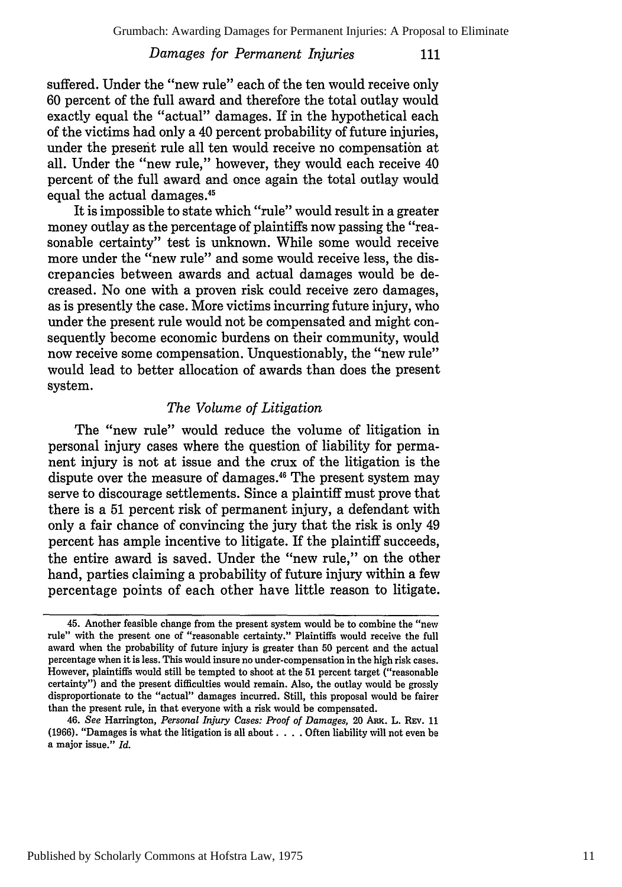suffered. Under the "new rule" each of the ten would receive only 60 percent of the full award and therefore the total outlay would exactly equal the "actual" damages. If in the hypothetical each of the victims had only a 40 percent probability of future injuries, under the present rule all ten would receive no compensation at all. Under the "new rule," however, they would each receive 40 percent of the full award and once again the total outlay would equal the actual damages.[45]

It is impossible to state which "rule" would result in a greater money outlay as the percentage of plaintiffs now passing the "reasonable certainty" test is unknown. While some would receive more under the "new rule" and some would receive less, the discrepancies between awards and actual damages would be decreased. No one with a proven risk could receive zero damages, as is presently the case. More victims incurring future injury, who under the present rule would not be compensated and might consequently become economic burdens on their community, would now receive some compensation. Unquestionably, the "new rule" would lead to better allocation of awards than does the present system.

### *The Volume of Litigation*

The "new rule" would reduce the volume of litigation in personal injury cases where the question of liability for permanent injury is not at issue and the crux of the litigation is the dispute over the measure of damages.[46] The present system may serve to discourage settlements. Since a plaintiff must prove that there is a 51 percent risk of permanent injury, a defendant with only a fair chance of convincing the jury that the risk is only 49 percent has ample incentive to litigate. If the plaintiff succeeds, the entire award is saved. Under the "new rule," on the other hand, parties claiming a probability of future injury within a few percentage points of each other have little reason to litigate.

---

45. Another feasible change from the present system would be to combine the "new rule" with the present one of "reasonable certainty." Plaintiffs would receive the full award when the probability of future injury is greater than 50 percent and the actual percentage when it is less. This would insure no under-compensation in the high risk cases. However, plaintiffs would still be tempted to shoot at the 51 percent target ("reasonable certainty") and the present difficulties would remain. Also, the outlay would be grossly disproportionate to the "actual" damages incurred. Still, this proposal would be fairer than the present rule, in that everyone with a risk would be compensated.

46. *See* Harrington, *Personal Injury Cases: Proof of Damages,* 20 ARK. L. REV. 11 (1966). "Damages is what the litigation is all about . . . . Often liability will not even be a major issue." *Id.*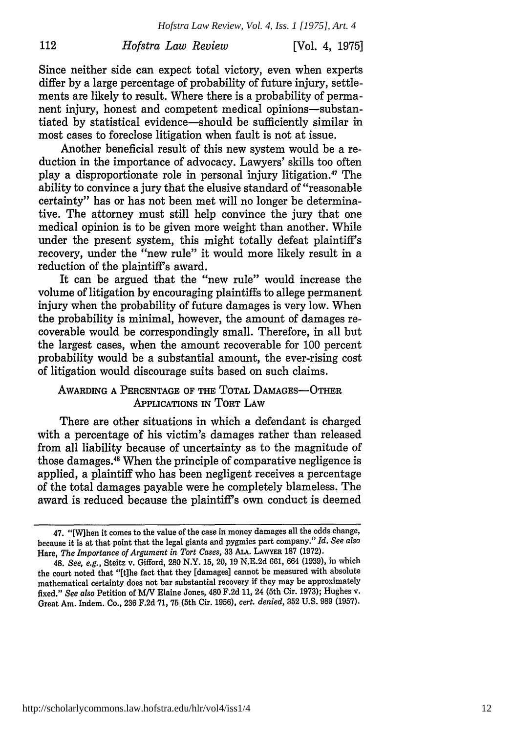Since neither side can expect total victory, even when experts differ by a large percentage of probability of future injury, settlements are likely to result. Where there is a probability of permanent injury, honest and competent medical opinions—substantiated by statistical evidence—should be sufficiently similar in most cases to foreclose litigation when fault is not at issue.

Another beneficial result of this new system would be a reduction in the importance of advocacy. Lawyers' skills too often play a disproportionate role in personal injury litigation.[47] The ability to convince a jury that the elusive standard of "reasonable certainty" has or has not been met will no longer be determinative. The attorney must still help convince the jury that one medical opinion is to be given more weight than another. While under the present system, this might totally defeat plaintiff's recovery, under the "new rule" it would more likely result in a reduction of the plaintiff's award.

It can be argued that the "new rule" would increase the volume of litigation by encouraging plaintiffs to allege permanent injury when the probability of future damages is very low. When the probability is minimal, however, the amount of damages recoverable would be correspondingly small. Therefore, in all but the largest cases, when the amount recoverable for 100 percent probability would be a substantial amount, the ever-rising cost of litigation would discourage suits based on such claims.

## AWARDING A PERCENTAGE OF THE TOTAL DAMAGES—OTHER APPLICATIONS IN TORT LAW

There are other situations in which a defendant is charged with a percentage of his victim's damages rather than released from all liability because of uncertainty as to the magnitude of those damages.[48] When the principle of comparative negligence is applied, a plaintiff who has been negligent receives a percentage of the total damages payable were he completely blameless. The award is reduced because the plaintiff's own conduct is deemed

---

47. "[W]hen it comes to the value of the case in money damages all the odds change, because it is at that point that the legal giants and pygmies part company." *Id. See also* Hare, *The Importance of Argument in Tort Cases*, 33 ALA. LAWYER 187 (1972).

48. *See, e.g.*, Steitz v. Gifford, 280 N.Y. 15, 20, 19 N.E.2d 661, 664 (1939), in which the court noted that "[t]he fact that they [damages] cannot be measured with absolute mathematical certainty does not bar substantial recovery if they may be approximately fixed." *See also* Petition of M/V Elaine Jones, 480 F.2d 11, 24 (5th Cir. 1973); Hughes v. Great Am. Indem. Co., 236 F.2d 71, 75 (5th Cir. 1956), *cert. denied*, 352 U.S. 989 (1957).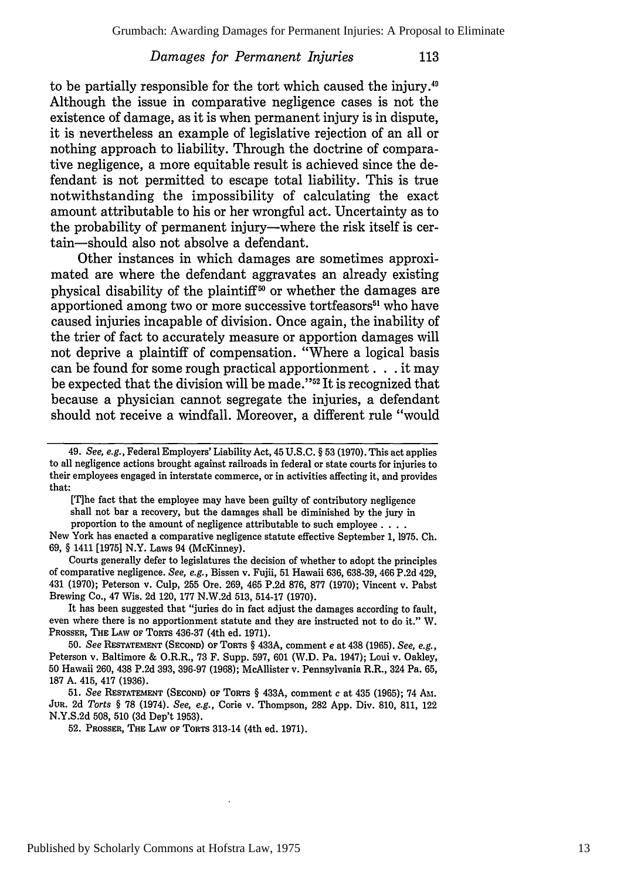to be partially responsible for the tort which caused the injury.[49] Although the issue in comparative negligence cases is not the existence of damage, as it is when permanent injury is in dispute, it is nevertheless an example of legislative rejection of an all or nothing approach to liability. Through the doctrine of comparative negligence, a more equitable result is achieved since the defendant is not permitted to escape total liability. This is true notwithstanding the impossibility of calculating the exact amount attributable to his or her wrongful act. Uncertainty as to the probability of permanent injury—where the risk itself is certain—should also not absolve a defendant.

Other instances in which damages are sometimes approximated are where the defendant aggravates an already existing physical disability of the plaintiff[50] or whether the damages are apportioned among two or more successive tortfeasors[51] who have caused injuries incapable of division. Once again, the inability of the trier of fact to accurately measure or apportion damages will not deprive a plaintiff of compensation. "Where a logical basis can be found for some rough practical apportionment . . . it may be expected that the division will be made."[52] It is recognized that because a physician cannot segregate the injuries, a defendant should not receive a windfall. Moreover, a different rule "would

---

49. *See, e.g.*, Federal Employers' Liability Act, 45 U.S.C. § 53 (1970). This act applies to all negligence actions brought against railroads in federal or state courts for injuries to their employees engaged in interstate commerce, or in activities affecting it, and provides that:

> [T]he fact that the employee may have been guilty of contributory negligence shall not bar a recovery, but the damages shall be diminished by the jury in proportion to the amount of negligence attributable to such employee . . . .

New York has enacted a comparative negligence statute effective September 1, 1975. Ch. 69, § 1411 [1975] N.Y. Laws 94 (McKinney).

Courts generally defer to legislatures the decision of whether to adopt the principles of comparative negligence. *See, e.g.*, Bissen v. Fujii, 51 Hawaii 636, 638-39, 466 P.2d 429, 431 (1970); Peterson v. Culp, 255 Ore. 269, 465 P.2d 876, 877 (1970); Vincent v. Pabst Brewing Co., 47 Wis. 2d 120, 177 N.W.2d 513, 514-17 (1970).

It has been suggested that "juries do in fact adjust the damages according to fault, even where there is no apportionment statute and they are instructed not to do it." W. PROSSER, THE LAW OF TORTS 436-37 (4th ed. 1971).

50. *See* RESTATEMENT (SECOND) OF TORTS § 433A, comment *e* at 438 (1965). *See, e.g.*, Peterson v. Baltimore & O.R.R., 73 F. Supp. 597, 601 (W.D. Pa. 1947); Loui v. Oakley, 50 Hawaii 260, 438 P.2d 393, 396-97 (1968); McAllister v. Pennsylvania R.R., 324 Pa. 65, 187 A. 415, 417 (1936).

51. *See* RESTATEMENT (SECOND) OF TORTS § 433A, comment *c* at 435 (1965); 74 AM. JUR. 2d *Torts* § 78 (1974). *See, e.g.*, Corie v. Thompson, 282 App. Div. 810, 811, 122 N.Y.S.2d 508, 510 (3d Dep't 1953).

52. PROSSER, THE LAW OF TORTS 313-14 (4th ed. 1971).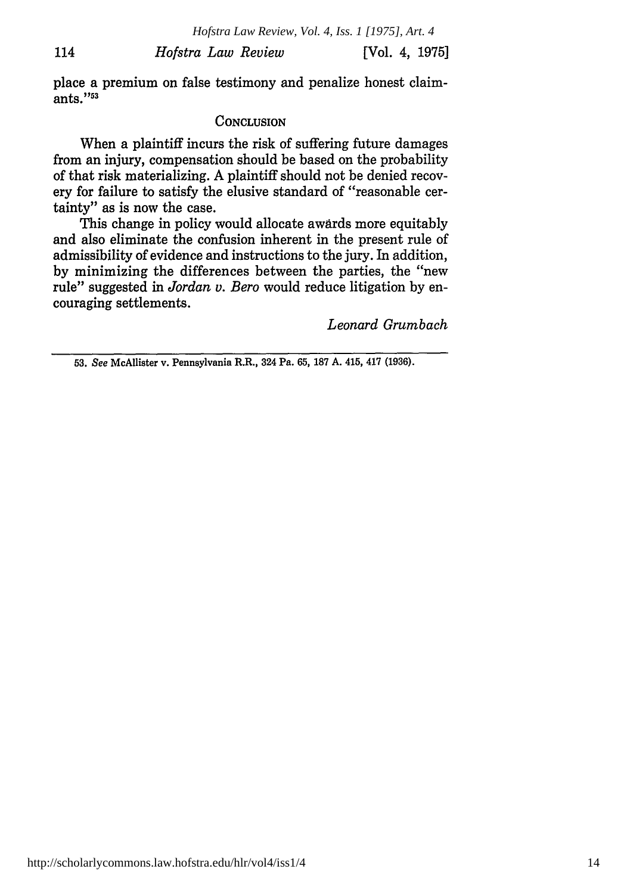place a premium on false testimony and penalize honest claimants."[53]

## CONCLUSION

When a plaintiff incurs the risk of suffering future damages from an injury, compensation should be based on the probability of that risk materializing. A plaintiff should not be denied recovery for failure to satisfy the elusive standard of "reasonable certainty" as is now the case.

This change in policy would allocate awards more equitably and also eliminate the confusion inherent in the present rule of admissibility of evidence and instructions to the jury. In addition, by minimizing the differences between the parties, the "new rule" suggested in *Jordan v. Bero* would reduce litigation by encouraging settlements.

*Leonard Grumbach*

---

53. *See* McAllister v. Pennsylvania R.R., 324 Pa. 65, 187 A. 415, 417 (1936).